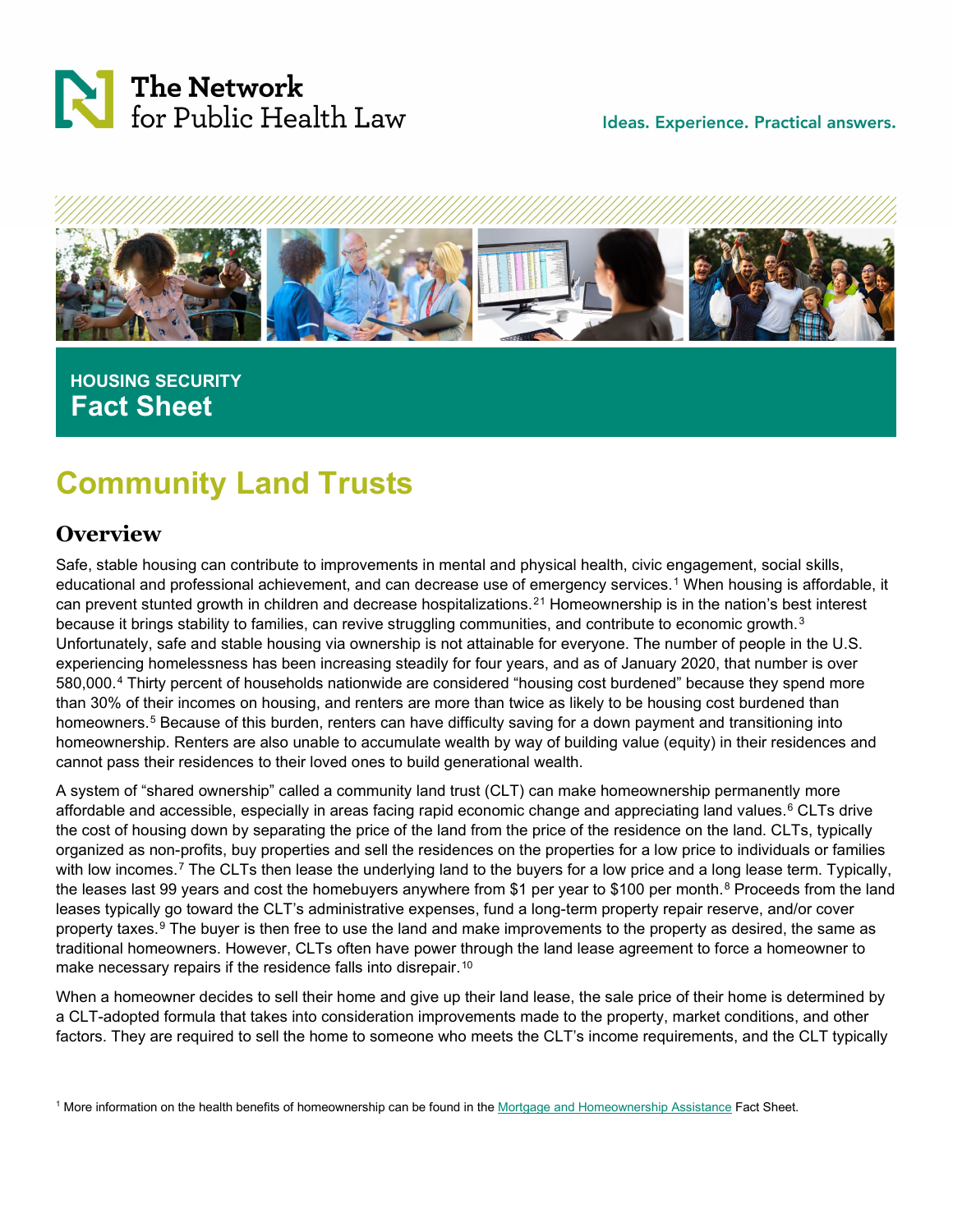The Network for Public Health Law

Ideas. Experience. Practical answers.

**HOUSING SECURITY**
**Fact Sheet**

# Community Land Trusts

## Overview

Safe, stable housing can contribute to improvements in mental and physical health, civic engagement, social skills, educational and professional achievement, and can decrease use of emergency services.[1] When housing is affordable, it can prevent stunted growth in children and decrease hospitalizations.[2,1] Homeownership is in the nation's best interest because it brings stability to families, can revive struggling communities, and contribute to economic growth.[3] Unfortunately, safe and stable housing via ownership is not attainable for everyone. The number of people in the U.S. experiencing homelessness has been increasing steadily for four years, and as of January 2020, that number is over 580,000.[4] Thirty percent of households nationwide are considered "housing cost burdened" because they spend more than 30% of their incomes on housing, and renters are more than twice as likely to be housing cost burdened than homeowners.[5] Because of this burden, renters can have difficulty saving for a down payment and transitioning into homeownership. Renters are also unable to accumulate wealth by way of building value (equity) in their residences and cannot pass their residences to their loved ones to build generational wealth.

A system of "shared ownership" called a community land trust (CLT) can make homeownership permanently more affordable and accessible, especially in areas facing rapid economic change and appreciating land values.[6] CLTs drive the cost of housing down by separating the price of the land from the price of the residence on the land. CLTs, typically organized as non-profits, buy properties and sell the residences on the properties for a low price to individuals or families with low incomes.[7] The CLTs then lease the underlying land to the buyers for a low price and a long lease term. Typically, the leases last 99 years and cost the homebuyers anywhere from $1 per year to $100 per month.[8] Proceeds from the land leases typically go toward the CLT's administrative expenses, fund a long-term property repair reserve, and/or cover property taxes.[9] The buyer is then free to use the land and make improvements to the property as desired, the same as traditional homeowners. However, CLTs often have power through the land lease agreement to force a homeowner to make necessary repairs if the residence falls into disrepair.[10]

When a homeowner decides to sell their home and give up their land lease, the sale price of their home is determined by a CLT-adopted formula that takes into consideration improvements made to the property, market conditions, and other factors. They are required to sell the home to someone who meets the CLT's income requirements, and the CLT typically

[1] More information on the health benefits of homeownership can be found in the Mortgage and Homeownership Assistance Fact Sheet.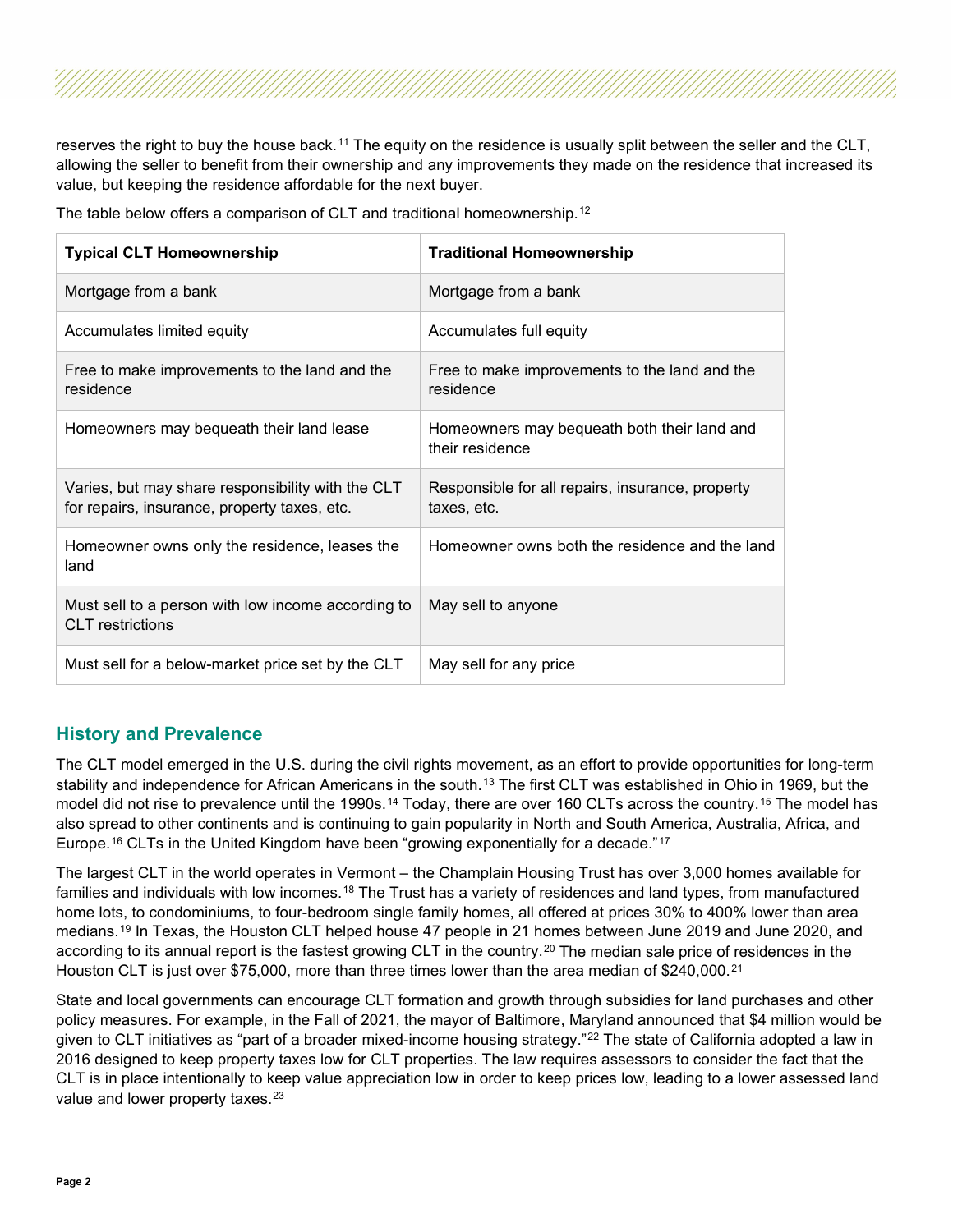reserves the right to buy the house back.[11] The equity on the residence is usually split between the seller and the CLT, allowing the seller to benefit from their ownership and any improvements they made on the residence that increased its value, but keeping the residence affordable for the next buyer.

The table below offers a comparison of CLT and traditional homeownership.[12]

| Typical CLT Homeownership | Traditional Homeownership |
|---|---|
| Mortgage from a bank | Mortgage from a bank |
| Accumulates limited equity | Accumulates full equity |
| Free to make improvements to the land and the residence | Free to make improvements to the land and the residence |
| Homeowners may bequeath their land lease | Homeowners may bequeath both their land and their residence |
| Varies, but may share responsibility with the CLT for repairs, insurance, property taxes, etc. | Responsible for all repairs, insurance, property taxes, etc. |
| Homeowner owns only the residence, leases the land | Homeowner owns both the residence and the land |
| Must sell to a person with low income according to CLT restrictions | May sell to anyone |
| Must sell for a below-market price set by the CLT | May sell for any price |

## History and Prevalence

The CLT model emerged in the U.S. during the civil rights movement, as an effort to provide opportunities for long-term stability and independence for African Americans in the south.[13] The first CLT was established in Ohio in 1969, but the model did not rise to prevalence until the 1990s.[14] Today, there are over 160 CLTs across the country.[15] The model has also spread to other continents and is continuing to gain popularity in North and South America, Australia, Africa, and Europe.[16] CLTs in the United Kingdom have been "growing exponentially for a decade."[17]

The largest CLT in the world operates in Vermont – the Champlain Housing Trust has over 3,000 homes available for families and individuals with low incomes.[18] The Trust has a variety of residences and land types, from manufactured home lots, to condominiums, to four-bedroom single family homes, all offered at prices 30% to 400% lower than area medians.[19] In Texas, the Houston CLT helped house 47 people in 21 homes between June 2019 and June 2020, and according to its annual report is the fastest growing CLT in the country.[20] The median sale price of residences in the Houston CLT is just over $75,000, more than three times lower than the area median of $240,000.[21]

State and local governments can encourage CLT formation and growth through subsidies for land purchases and other policy measures. For example, in the Fall of 2021, the mayor of Baltimore, Maryland announced that $4 million would be given to CLT initiatives as "part of a broader mixed-income housing strategy."[22] The state of California adopted a law in 2016 designed to keep property taxes low for CLT properties. The law requires assessors to consider the fact that the CLT is in place intentionally to keep value appreciation low in order to keep prices low, leading to a lower assessed land value and lower property taxes.[23]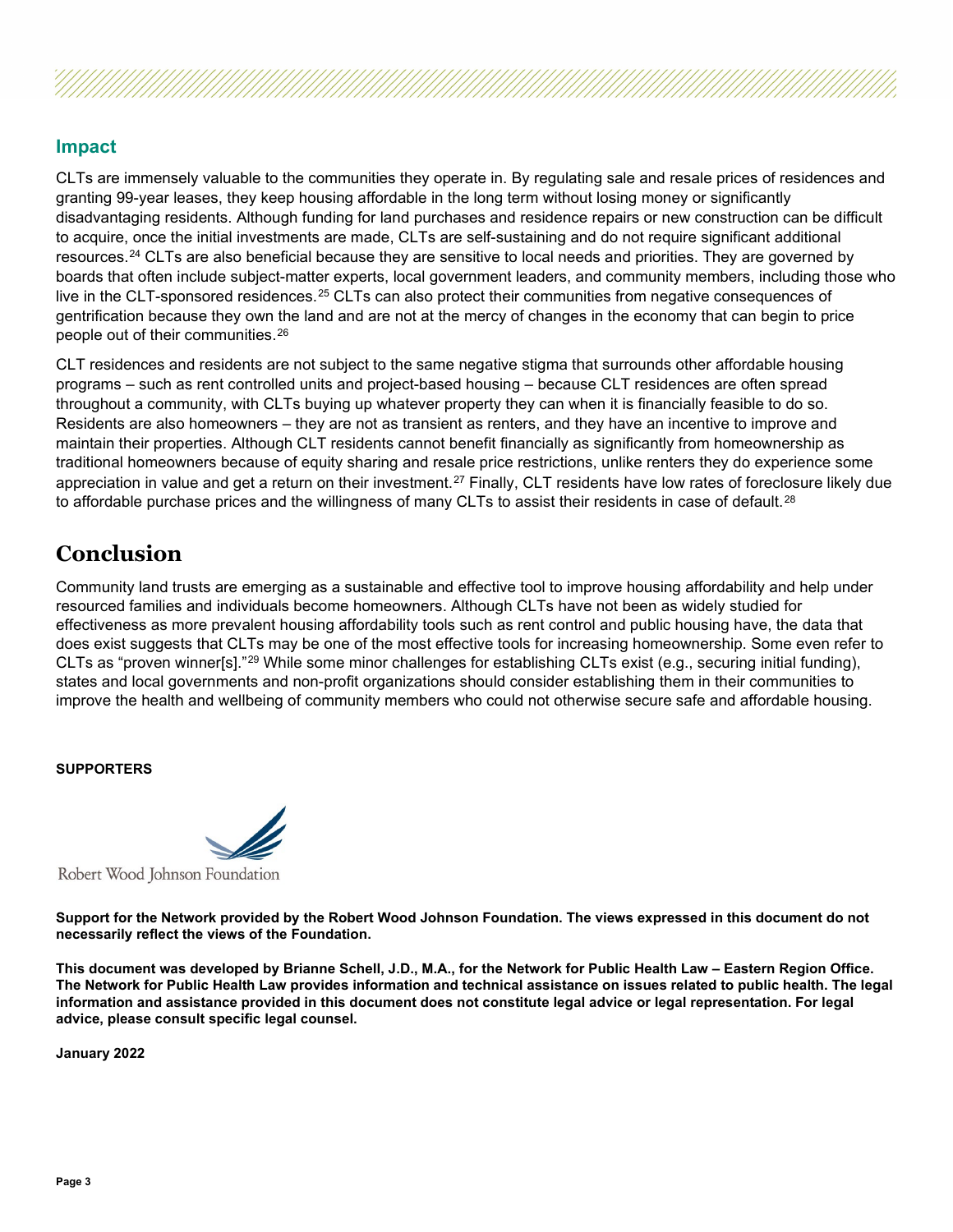## Impact

CLTs are immensely valuable to the communities they operate in. By regulating sale and resale prices of residences and granting 99-year leases, they keep housing affordable in the long term without losing money or significantly disadvantaging residents. Although funding for land purchases and residence repairs or new construction can be difficult to acquire, once the initial investments are made, CLTs are self-sustaining and do not require significant additional resources.[24] CLTs are also beneficial because they are sensitive to local needs and priorities. They are governed by boards that often include subject-matter experts, local government leaders, and community members, including those who live in the CLT-sponsored residences.[25] CLTs can also protect their communities from negative consequences of gentrification because they own the land and are not at the mercy of changes in the economy that can begin to price people out of their communities.[26]

CLT residences and residents are not subject to the same negative stigma that surrounds other affordable housing programs – such as rent controlled units and project-based housing – because CLT residences are often spread throughout a community, with CLTs buying up whatever property they can when it is financially feasible to do so. Residents are also homeowners – they are not as transient as renters, and they have an incentive to improve and maintain their properties. Although CLT residents cannot benefit financially as significantly from homeownership as traditional homeowners because of equity sharing and resale price restrictions, unlike renters they do experience some appreciation in value and get a return on their investment.[27] Finally, CLT residents have low rates of foreclosure likely due to affordable purchase prices and the willingness of many CLTs to assist their residents in case of default.[28]

# Conclusion

Community land trusts are emerging as a sustainable and effective tool to improve housing affordability and help under resourced families and individuals become homeowners. Although CLTs have not been as widely studied for effectiveness as more prevalent housing affordability tools such as rent control and public housing have, the data that does exist suggests that CLTs may be one of the most effective tools for increasing homeownership. Some even refer to CLTs as "proven winner[s]."[29] While some minor challenges for establishing CLTs exist (e.g., securing initial funding), states and local governments and non-profit organizations should consider establishing them in their communities to improve the health and wellbeing of community members who could not otherwise secure safe and affordable housing.

**SUPPORTERS**

Robert Wood Johnson Foundation

**Support for the Network provided by the Robert Wood Johnson Foundation. The views expressed in this document do not necessarily reflect the views of the Foundation.**

**This document was developed by Brianne Schell, J.D., M.A., for the Network for Public Health Law – Eastern Region Office. The Network for Public Health Law provides information and technical assistance on issues related to public health. The legal information and assistance provided in this document does not constitute legal advice or legal representation. For legal advice, please consult specific legal counsel.**

**January 2022**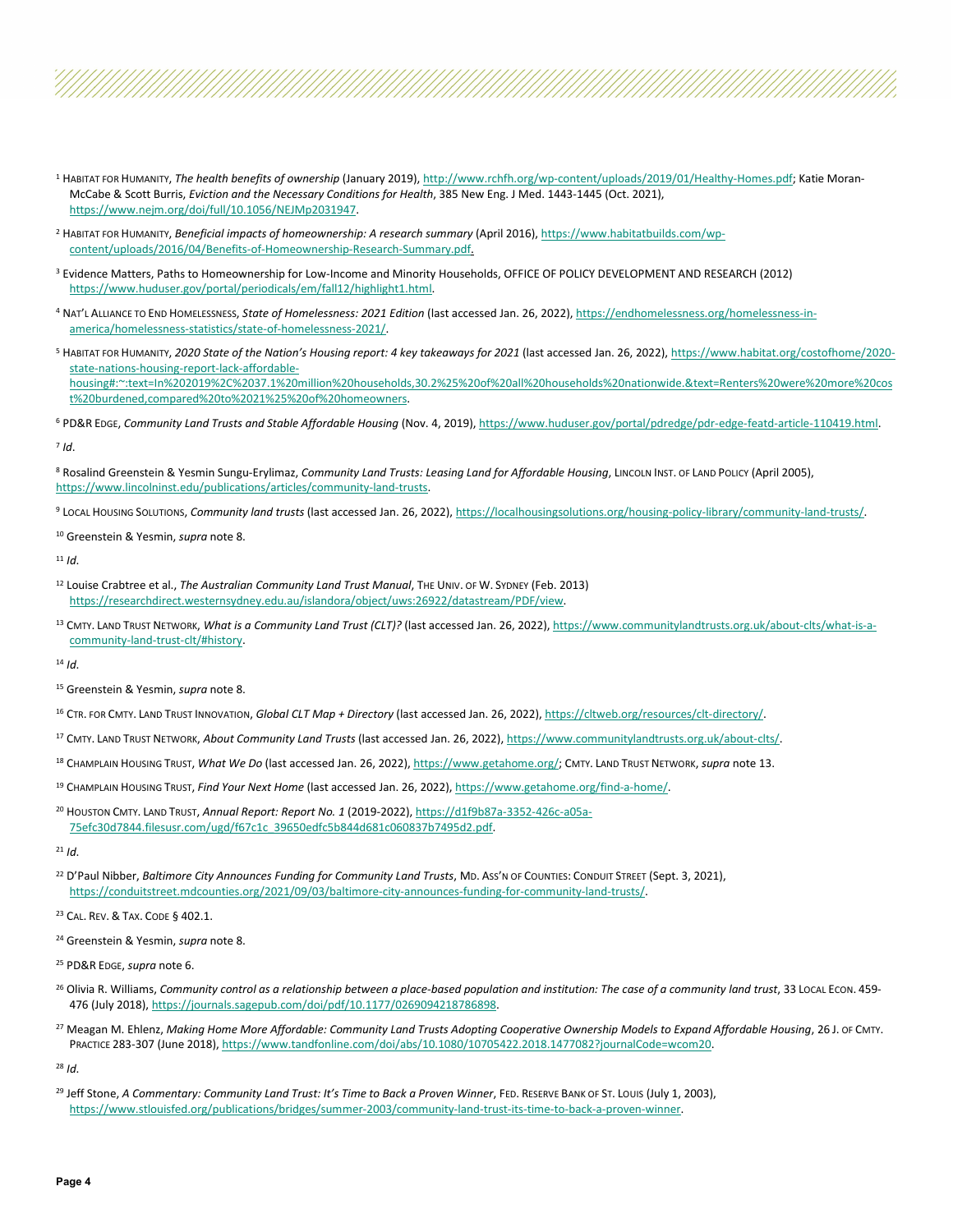[1] HABITAT FOR HUMANITY, *The health benefits of ownership* (January 2019), http://www.rchfh.org/wp-content/uploads/2019/01/Healthy-Homes.pdf; Katie Moran-McCabe & Scott Burris, *Eviction and the Necessary Conditions for Health*, 385 New Eng. J Med. 1443-1445 (Oct. 2021), https://www.nejm.org/doi/full/10.1056/NEJMp2031947.

[2] HABITAT FOR HUMANITY, *Beneficial impacts of homeownership: A research summary* (April 2016), https://www.habitatbuilds.com/wp-content/uploads/2016/04/Benefits-of-Homeownership-Research-Summary.pdf.

[3] Evidence Matters, Paths to Homeownership for Low-Income and Minority Households, OFFICE OF POLICY DEVELOPMENT AND RESEARCH (2012) https://www.huduser.gov/portal/periodicals/em/fall12/highlight1.html.

[4] NAT'L ALLIANCE TO END HOMELESSNESS, *State of Homelessness: 2021 Edition* (last accessed Jan. 26, 2022), https://endhomelessness.org/homelessness-in-america/homelessness-statistics/state-of-homelessness-2021/.

[5] HABITAT FOR HUMANITY, *2020 State of the Nation's Housing report: 4 key takeaways for 2021* (last accessed Jan. 26, 2022), https://www.habitat.org/costofhome/2020-state-nations-housing-report-lack-affordable-housing#:~:text=In%202019%2C%2037.1%20million%20households,30.2%25%20of%20all%20households%20nationwide.&text=Renters%20were%20more%20cost%20burdened,compared%20to%2021%25%20of%20homeowners.

[6] PD&R EDGE, *Community Land Trusts and Stable Affordable Housing* (Nov. 4, 2019), https://www.huduser.gov/portal/pdredge/pdr-edge-featd-article-110419.html.

[7] *Id*.

[8] Rosalind Greenstein & Yesmin Sungu-Erylimaz, *Community Land Trusts: Leasing Land for Affordable Housing*, LINCOLN INST. OF LAND POLICY (April 2005), https://www.lincolninst.edu/publications/articles/community-land-trusts.

[9] LOCAL HOUSING SOLUTIONS, *Community land trusts* (last accessed Jan. 26, 2022), https://localhousingsolutions.org/housing-policy-library/community-land-trusts/.

[10] Greenstein & Yesmin, *supra* note 8.

[11] *Id.*

[12] Louise Crabtree et al., *The Australian Community Land Trust Manual*, THE UNIV. OF W. SYDNEY (Feb. 2013) https://researchdirect.westernsydney.edu.au/islandora/object/uws:26922/datastream/PDF/view.

[13] CMTY. LAND TRUST NETWORK, *What is a Community Land Trust (CLT)?* (last accessed Jan. 26, 2022), https://www.communitylandtrusts.org.uk/about-clts/what-is-a-community-land-trust-clt/#history.

[14] *Id.*

[15] Greenstein & Yesmin, *supra* note 8.

[16] CTR. FOR CMTY. LAND TRUST INNOVATION, *Global CLT Map + Directory* (last accessed Jan. 26, 2022), https://cltweb.org/resources/clt-directory/.

[17] CMTY. LAND TRUST NETWORK, *About Community Land Trusts* (last accessed Jan. 26, 2022), https://www.communitylandtrusts.org.uk/about-clts/.

[18] CHAMPLAIN HOUSING TRUST, *What We Do* (last accessed Jan. 26, 2022), https://www.getahome.org/; CMTY. LAND TRUST NETWORK, *supra* note 13.

[19] CHAMPLAIN HOUSING TRUST, *Find Your Next Home* (last accessed Jan. 26, 2022), https://www.getahome.org/find-a-home/.

[20] HOUSTON CMTY. LAND TRUST, *Annual Report: Report No. 1* (2019-2022), https://d1f9b87a-3352-426c-a05a-75efc30d7844.filesusr.com/ugd/f67c1c_39650edfc5b844d681c060837b7495d2.pdf.

[21] *Id.*

[22] D'Paul Nibber, *Baltimore City Announces Funding for Community Land Trusts*, MD. ASS'N OF COUNTIES: CONDUIT STREET (Sept. 3, 2021), https://conduitstreet.mdcounties.org/2021/09/03/baltimore-city-announces-funding-for-community-land-trusts/.

[23] CAL. REV. & TAX. CODE § 402.1.

[24] Greenstein & Yesmin, *supra* note 8.

[25] PD&R EDGE, *supra* note 6.

[26] Olivia R. Williams, *Community control as a relationship between a place-based population and institution: The case of a community land trust*, 33 LOCAL ECON. 459-476 (July 2018), https://journals.sagepub.com/doi/pdf/10.1177/0269094218786898.

[27] Meagan M. Ehlenz, *Making Home More Affordable: Community Land Trusts Adopting Cooperative Ownership Models to Expand Affordable Housing*, 26 J. OF CMTY. PRACTICE 283-307 (June 2018), https://www.tandfonline.com/doi/abs/10.1080/10705422.2018.1477082?journalCode=wcom20.

[28] *Id.*

[29] Jeff Stone, *A Commentary: Community Land Trust: It's Time to Back a Proven Winner*, FED. RESERVE BANK OF ST. LOUIS (July 1, 2003), https://www.stlouisfed.org/publications/bridges/summer-2003/community-land-trust-its-time-to-back-a-proven-winner.